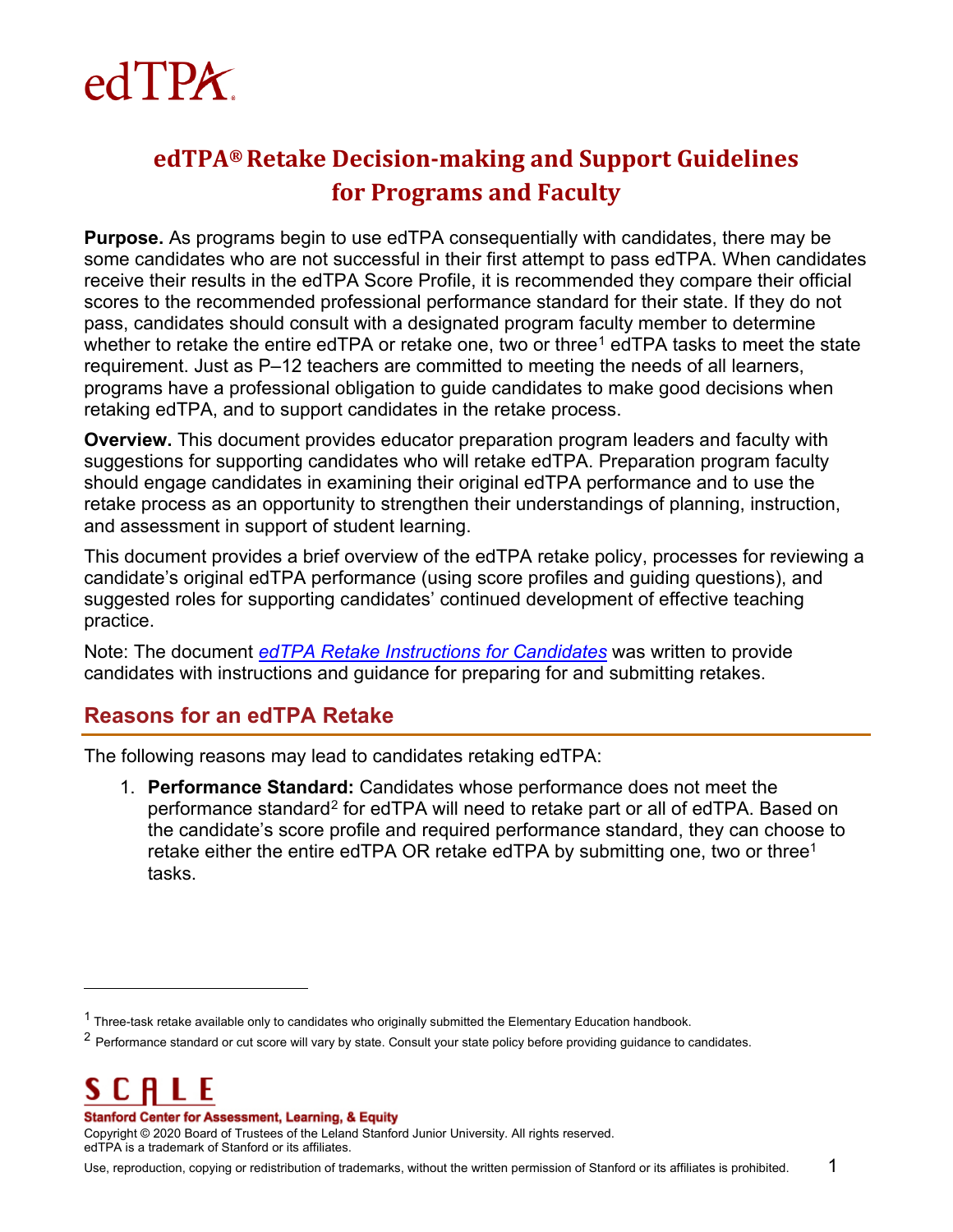# edTPA® Retake Decision-making and Support Guidelines for Programs and Faculty

**Purpose.** As programs begin to use edTPA consequentially with candidates, there may be some candidates who are not successful in their first attempt to pass edTPA. When candidates receive their results in the edTPA Score Profile, it is recommended they compare their official scores to the recommended professional performance standard for their state. If they do not pass, candidates should consult with a designated program faculty member to determine whether to retake the entire edTPA or retake one, two or three[1] edTPA tasks to meet the state requirement. Just as P–12 teachers are committed to meeting the needs of all learners, programs have a professional obligation to guide candidates to make good decisions when retaking edTPA, and to support candidates in the retake process.

**Overview.** This document provides educator preparation program leaders and faculty with suggestions for supporting candidates who will retake edTPA. Preparation program faculty should engage candidates in examining their original edTPA performance and to use the retake process as an opportunity to strengthen their understandings of planning, instruction, and assessment in support of student learning.

This document provides a brief overview of the edTPA retake policy, processes for reviewing a candidate's original edTPA performance (using score profiles and guiding questions), and suggested roles for supporting candidates' continued development of effective teaching practice.

Note: The document *edTPA Retake Instructions for Candidates* was written to provide candidates with instructions and guidance for preparing for and submitting retakes.

## Reasons for an edTPA Retake

The following reasons may lead to candidates retaking edTPA:

1. **Performance Standard:** Candidates whose performance does not meet the performance standard[2] for edTPA will need to retake part or all of edTPA. Based on the candidate's score profile and required performance standard, they can choose to retake either the entire edTPA OR retake edTPA by submitting one, two or three[1] tasks.

---

[1] Three-task retake available only to candidates who originally submitted the Elementary Education handbook.

[2] Performance standard or cut score will vary by state. Consult your state policy before providing guidance to candidates.

SCALE
Stanford Center for Assessment, Learning, & Equity
Copyright © 2020 Board of Trustees of the Leland Stanford Junior University. All rights reserved.
edTPA is a trademark of Stanford or its affiliates.
Use, reproduction, copying or redistribution of trademarks, without the written permission of Stanford or its affiliates is prohibited.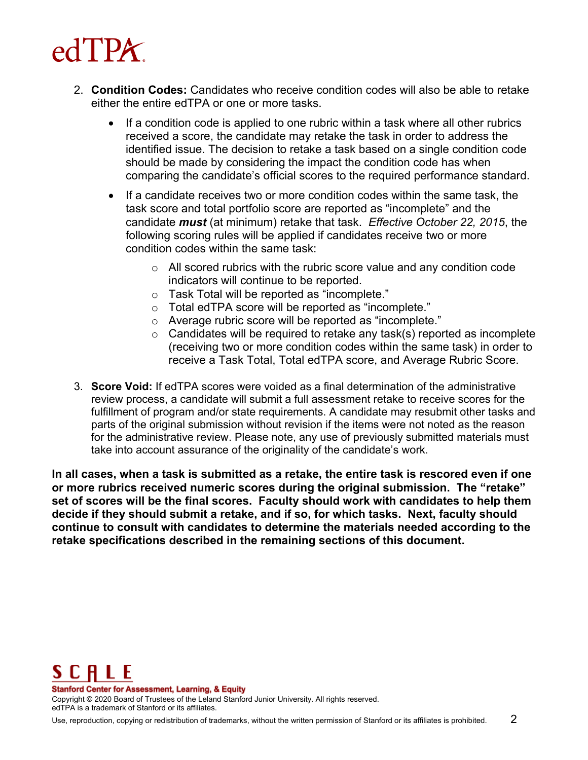2. **Condition Codes:** Candidates who receive condition codes will also be able to retake either the entire edTPA or one or more tasks.

    - If a condition code is applied to one rubric within a task where all other rubrics received a score, the candidate may retake the task in order to address the identified issue. The decision to retake a task based on a single condition code should be made by considering the impact the condition code has when comparing the candidate's official scores to the required performance standard.

    - If a candidate receives two or more condition codes within the same task, the task score and total portfolio score are reported as "incomplete" and the candidate ***must*** (at minimum) retake that task. *Effective October 22, 2015*, the following scoring rules will be applied if candidates receive two or more condition codes within the same task:

        - All scored rubrics with the rubric score value and any condition code indicators will continue to be reported.
        - Task Total will be reported as "incomplete."
        - Total edTPA score will be reported as "incomplete."
        - Average rubric score will be reported as "incomplete."
        - Candidates will be required to retake any task(s) reported as incomplete (receiving two or more condition codes within the same task) in order to receive a Task Total, Total edTPA score, and Average Rubric Score.

3. **Score Void:** If edTPA scores were voided as a final determination of the administrative review process, a candidate will submit a full assessment retake to receive scores for the fulfillment of program and/or state requirements. A candidate may resubmit other tasks and parts of the original submission without revision if the items were not noted as the reason for the administrative review. Please note, any use of previously submitted materials must take into account assurance of the originality of the candidate's work.

**In all cases, when a task is submitted as a retake, the entire task is rescored even if one or more rubrics received numeric scores during the original submission. The "retake" set of scores will be the final scores. Faculty should work with candidates to help them decide if they should submit a retake, and if so, for which tasks. Next, faculty should continue to consult with candidates to determine the materials needed according to the retake specifications described in the remaining sections of this document.**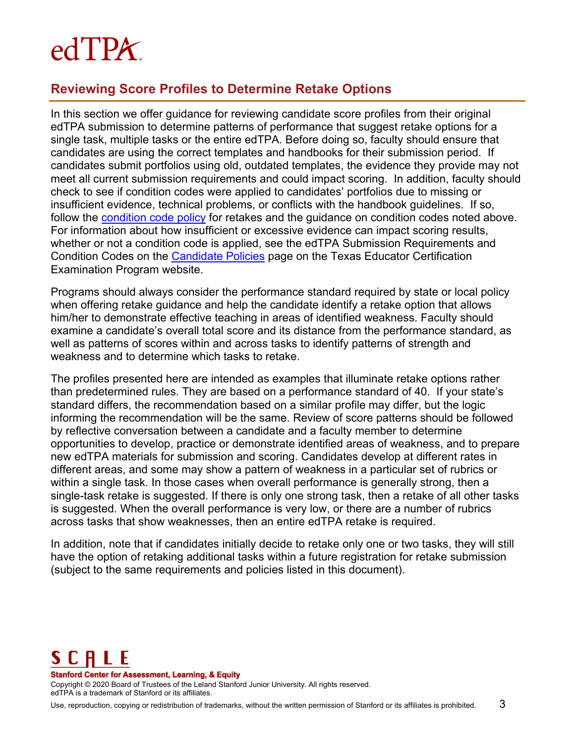## Reviewing Score Profiles to Determine Retake Options

In this section we offer guidance for reviewing candidate score profiles from their original edTPA submission to determine patterns of performance that suggest retake options for a single task, multiple tasks or the entire edTPA. Before doing so, faculty should ensure that candidates are using the correct templates and handbooks for their submission period. If candidates submit portfolios using old, outdated templates, the evidence they provide may not meet all current submission requirements and could impact scoring. In addition, faculty should check to see if condition codes were applied to candidates' portfolios due to missing or insufficient evidence, technical problems, or conflicts with the handbook guidelines. If so, follow the condition code policy for retakes and the guidance on condition codes noted above. For information about how insufficient or excessive evidence can impact scoring results, whether or not a condition code is applied, see the edTPA Submission Requirements and Condition Codes on the Candidate Policies page on the Texas Educator Certification Examination Program website.

Programs should always consider the performance standard required by state or local policy when offering retake guidance and help the candidate identify a retake option that allows him/her to demonstrate effective teaching in areas of identified weakness. Faculty should examine a candidate's overall total score and its distance from the performance standard, as well as patterns of scores within and across tasks to identify patterns of strength and weakness and to determine which tasks to retake.

The profiles presented here are intended as examples that illuminate retake options rather than predetermined rules. They are based on a performance standard of 40. If your state's standard differs, the recommendation based on a similar profile may differ, but the logic informing the recommendation will be the same. Review of score patterns should be followed by reflective conversation between a candidate and a faculty member to determine opportunities to develop, practice or demonstrate identified areas of weakness, and to prepare new edTPA materials for submission and scoring. Candidates develop at different rates in different areas, and some may show a pattern of weakness in a particular set of rubrics or within a single task. In those cases when overall performance is generally strong, then a single-task retake is suggested. If there is only one strong task, then a retake of all other tasks is suggested. When the overall performance is very low, or there are a number of rubrics across tasks that show weaknesses, then an entire edTPA retake is required.

In addition, note that if candidates initially decide to retake only one or two tasks, they will still have the option of retaking additional tasks within a future registration for retake submission (subject to the same requirements and policies listed in this document).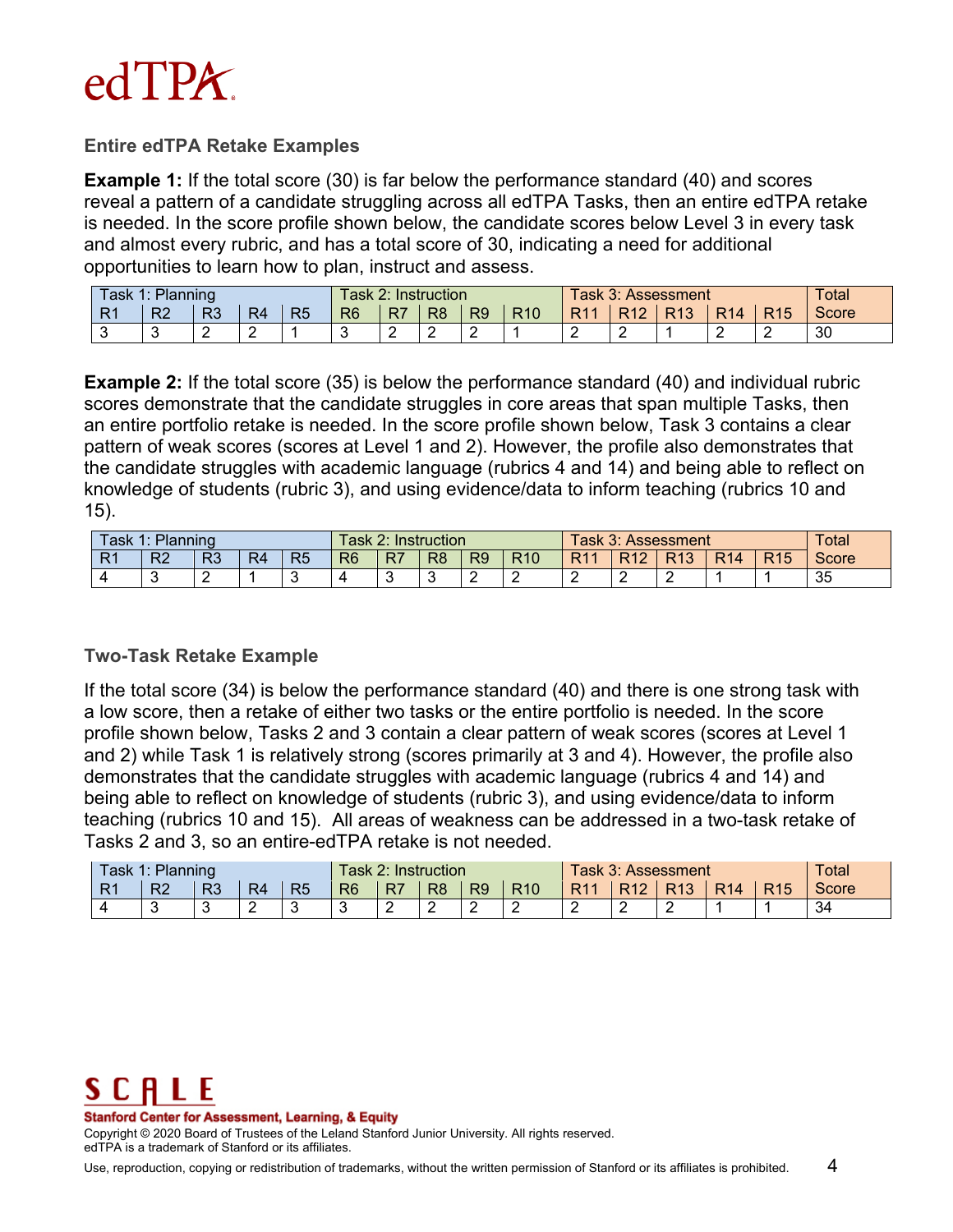# edTPA

### Entire edTPA Retake Examples

**Example 1:** If the total score (30) is far below the performance standard (40) and scores reveal a pattern of a candidate struggling across all edTPA Tasks, then an entire edTPA retake is needed. In the score profile shown below, the candidate scores below Level 3 in every task and almost every rubric, and has a total score of 30, indicating a need for additional opportunities to learn how to plan, instruct and assess.

| Task 1: Planning | | | | | Task 2: Instruction | | | | | Task 3: Assessment | | | | | Total |
|---|---|---|---|---|---|---|---|---|---|---|---|---|---|---|---|
| R1 | R2 | R3 | R4 | R5 | R6 | R7 | R8 | R9 | R10 | R11 | R12 | R13 | R14 | R15 | Score |
| 3 | 3 | 2 | 2 | 1 | 3 | 2 | 2 | 2 | 1 | 2 | 2 | 1 | 2 | 2 | 30 |

**Example 2:** If the total score (35) is below the performance standard (40) and individual rubric scores demonstrate that the candidate struggles in core areas that span multiple Tasks, then an entire portfolio retake is needed. In the score profile shown below, Task 3 contains a clear pattern of weak scores (scores at Level 1 and 2). However, the profile also demonstrates that the candidate struggles with academic language (rubrics 4 and 14) and being able to reflect on knowledge of students (rubric 3), and using evidence/data to inform teaching (rubrics 10 and 15).

| Task 1: Planning | | | | | Task 2: Instruction | | | | | Task 3: Assessment | | | | | Total |
|---|---|---|---|---|---|---|---|---|---|---|---|---|---|---|---|
| R1 | R2 | R3 | R4 | R5 | R6 | R7 | R8 | R9 | R10 | R11 | R12 | R13 | R14 | R15 | Score |
| 4 | 3 | 2 | 1 | 3 | 4 | 3 | 3 | 2 | 2 | 2 | 2 | 2 | 1 | 1 | 35 |

### Two-Task Retake Example

If the total score (34) is below the performance standard (40) and there is one strong task with a low score, then a retake of either two tasks or the entire portfolio is needed. In the score profile shown below, Tasks 2 and 3 contain a clear pattern of weak scores (scores at Level 1 and 2) while Task 1 is relatively strong (scores primarily at 3 and 4). However, the profile also demonstrates that the candidate struggles with academic language (rubrics 4 and 14) and being able to reflect on knowledge of students (rubric 3), and using evidence/data to inform teaching (rubrics 10 and 15). All areas of weakness can be addressed in a two-task retake of Tasks 2 and 3, so an entire-edTPA retake is not needed.

| Task 1: Planning | | | | | Task 2: Instruction | | | | | Task 3: Assessment | | | | | Total |
|---|---|---|---|---|---|---|---|---|---|---|---|---|---|---|---|
| R1 | R2 | R3 | R4 | R5 | R6 | R7 | R8 | R9 | R10 | R11 | R12 | R13 | R14 | R15 | Score |
| 4 | 3 | 3 | 2 | 3 | 3 | 2 | 2 | 2 | 2 | 2 | 2 | 2 | 1 | 1 | 34 |

SCALE
Stanford Center for Assessment, Learning, & Equity
Copyright © 2020 Board of Trustees of the Leland Stanford Junior University. All rights reserved.
edTPA is a trademark of Stanford or its affiliates.
Use, reproduction, copying or redistribution of trademarks, without the written permission of Stanford or its affiliates is prohibited.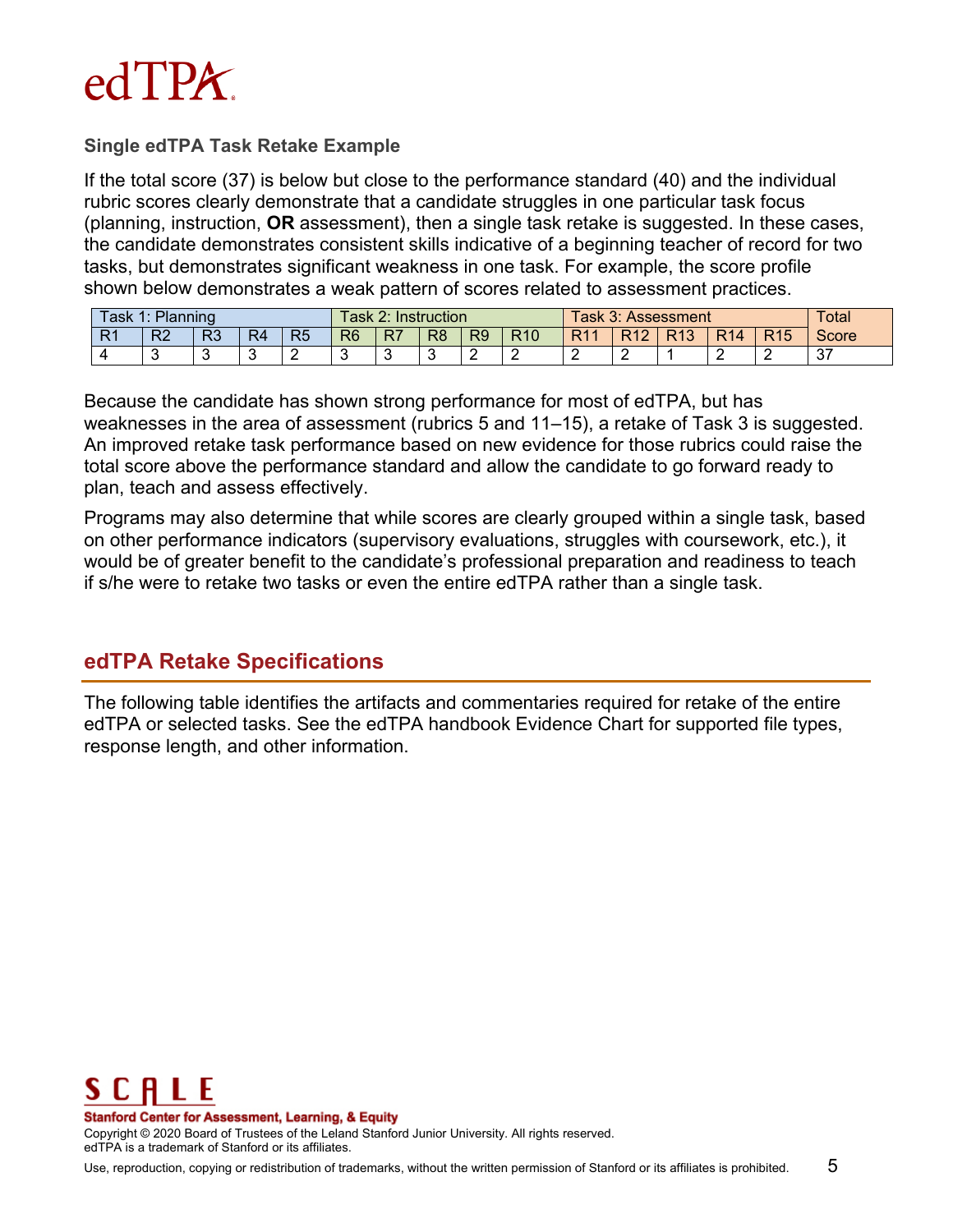### Single edTPA Task Retake Example

If the total score (37) is below but close to the performance standard (40) and the individual rubric scores clearly demonstrate that a candidate struggles in one particular task focus (planning, instruction, **OR** assessment), then a single task retake is suggested. In these cases, the candidate demonstrates consistent skills indicative of a beginning teacher of record for two tasks, but demonstrates significant weakness in one task. For example, the score profile shown below demonstrates a weak pattern of scores related to assessment practices.

| Task 1: Planning | | | | | Task 2: Instruction | | | | | Task 3: Assessment | | | | | Total |
|---|---|---|---|---|---|---|---|---|---|---|---|---|---|---|---|
| R1 | R2 | R3 | R4 | R5 | R6 | R7 | R8 | R9 | R10 | R11 | R12 | R13 | R14 | R15 | Score |
| 4 | 3 | 3 | 3 | 2 | 3 | 3 | 3 | 2 | 2 | 2 | 2 | 1 | 2 | 2 | 37 |

Because the candidate has shown strong performance for most of edTPA, but has weaknesses in the area of assessment (rubrics 5 and 11–15), a retake of Task 3 is suggested. An improved retake task performance based on new evidence for those rubrics could raise the total score above the performance standard and allow the candidate to go forward ready to plan, teach and assess effectively.

Programs may also determine that while scores are clearly grouped within a single task, based on other performance indicators (supervisory evaluations, struggles with coursework, etc.), it would be of greater benefit to the candidate's professional preparation and readiness to teach if s/he were to retake two tasks or even the entire edTPA rather than a single task.

## edTPA Retake Specifications

The following table identifies the artifacts and commentaries required for retake of the entire edTPA or selected tasks. See the edTPA handbook Evidence Chart for supported file types, response length, and other information.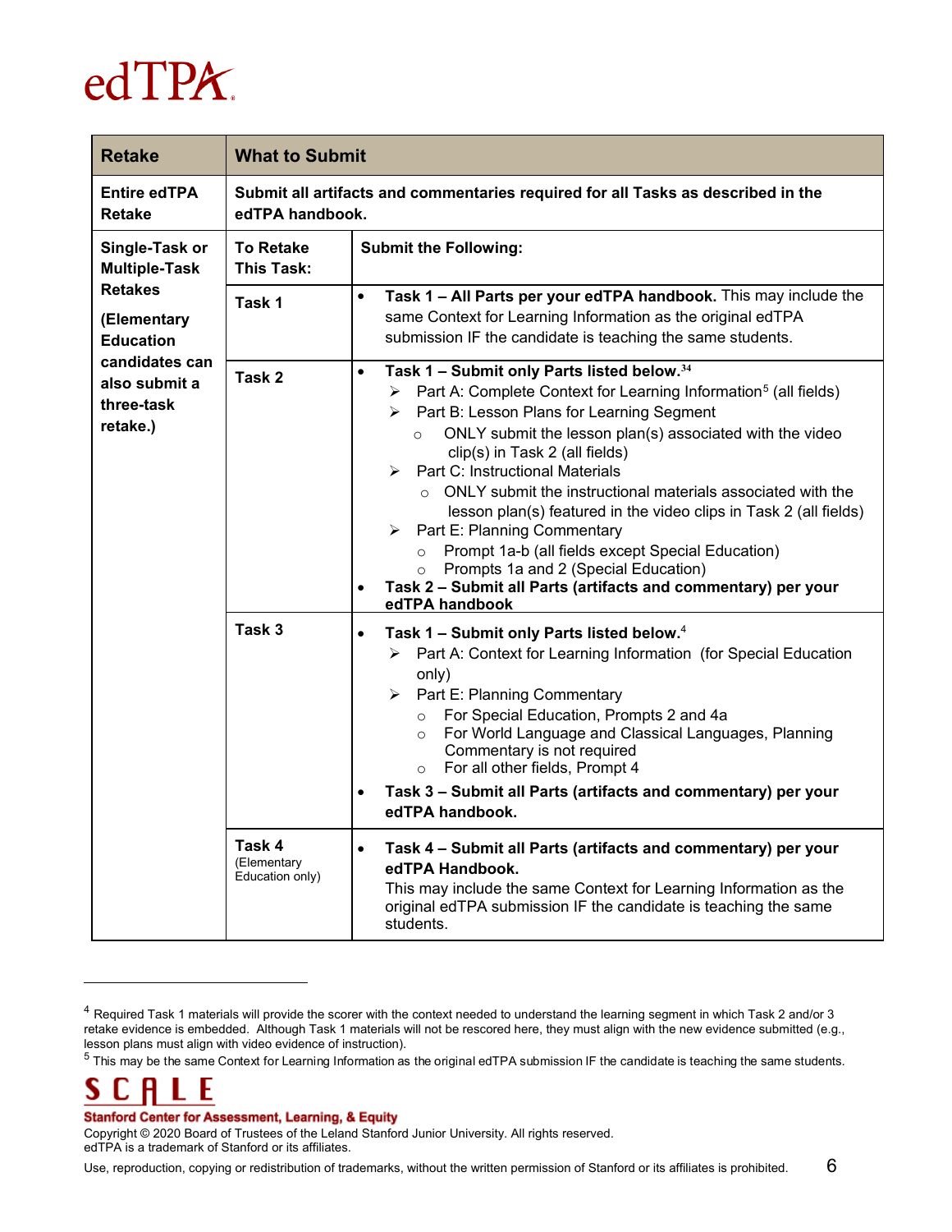edTPA

<table>
<tr><th>Retake</th><th colspan="2">What to Submit</th></tr>
<tr><td><b>Entire edTPA Retake</b></td><td colspan="2"><b>Submit all artifacts and commentaries required for all Tasks as described in the edTPA handbook.</b></td></tr>
<tr><td rowspan="5"><b>Single-Task or Multiple-Task Retakes</b><br><br><b>(Elementary Education candidates can also submit a three-task retake.)</b></td><td><b>To Retake This Task:</b></td><td><b>Submit the Following:</b></td></tr>
<tr><td><b>Task 1</b></td><td><ul><li><b>Task 1 – All Parts per your edTPA handbook.</b> This may include the same Context for Learning Information as the original edTPA submission IF the candidate is teaching the same students.</li></ul></td></tr>
<tr><td><b>Task 2</b></td><td><ul><li><b>Task 1 – Submit only Parts listed below.</b>[3,4]<ul><li>Part A: Complete Context for Learning Information[5] (all fields)</li><li>Part B: Lesson Plans for Learning Segment<ul><li>ONLY submit the lesson plan(s) associated with the video clip(s) in Task 2 (all fields)</li></ul></li><li>Part C: Instructional Materials<ul><li>ONLY submit the instructional materials associated with the lesson plan(s) featured in the video clips in Task 2 (all fields)</li></ul></li><li>Part E: Planning Commentary<ul><li>Prompt 1a-b (all fields except Special Education)</li><li>Prompts 1a and 2 (Special Education)</li></ul></li></ul></li><li><b>Task 2 – Submit all Parts (artifacts and commentary) per your edTPA handbook</b></li></ul></td></tr>
<tr><td><b>Task 3</b></td><td><ul><li><b>Task 1 – Submit only Parts listed below.</b>[4]<ul><li>Part A: Context for Learning Information (for Special Education only)</li><li>Part E: Planning Commentary<ul><li>For Special Education, Prompts 2 and 4a</li><li>For World Language and Classical Languages, Planning Commentary is not required</li><li>For all other fields, Prompt 4</li></ul></li></ul></li><li><b>Task 3 – Submit all Parts (artifacts and commentary) per your edTPA handbook.</b></li></ul></td></tr>
<tr><td><b>Task 4</b><br>(Elementary Education only)</td><td><ul><li><b>Task 4 – Submit all Parts (artifacts and commentary) per your edTPA Handbook.</b><br>This may include the same Context for Learning Information as the original edTPA submission IF the candidate is teaching the same students.</li></ul></td></tr>
</table>

---

[4] Required Task 1 materials will provide the scorer with the context needed to understand the learning segment in which Task 2 and/or 3 retake evidence is embedded. Although Task 1 materials will not be rescored here, they must align with the new evidence submitted (e.g., lesson plans must align with video evidence of instruction).

[5] This may be the same Context for Learning Information as the original edTPA submission IF the candidate is teaching the same students.

SCALE
Stanford Center for Assessment, Learning, & Equity
Copyright © 2020 Board of Trustees of the Leland Stanford Junior University. All rights reserved.
edTPA is a trademark of Stanford or its affiliates.
Use, reproduction, copying or redistribution of trademarks, without the written permission of Stanford or its affiliates is prohibited.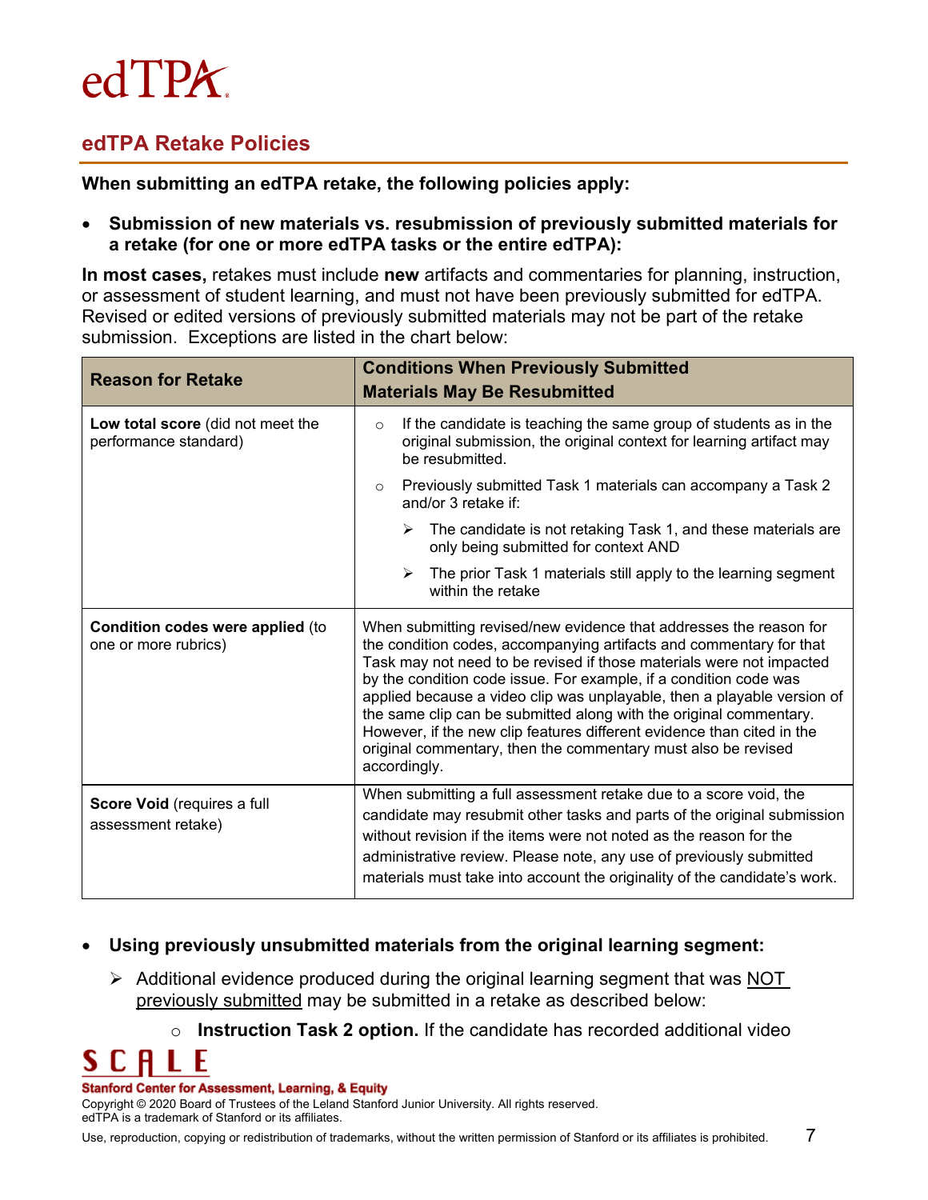## edTPA Retake Policies

**When submitting an edTPA retake, the following policies apply:**

- **Submission of new materials vs. resubmission of previously submitted materials for a retake (for one or more edTPA tasks or the entire edTPA):**

**In most cases,** retakes must include **new** artifacts and commentaries for planning, instruction, or assessment of student learning, and must not have been previously submitted for edTPA. Revised or edited versions of previously submitted materials may not be part of the retake submission. Exceptions are listed in the chart below:

| Reason for Retake | Conditions When Previously Submitted Materials May Be Resubmitted |
|---|---|
| **Low total score** (did not meet the performance standard) | ○ If the candidate is teaching the same group of students as in the original submission, the original context for learning artifact may be resubmitted.<br>○ Previously submitted Task 1 materials can accompany a Task 2 and/or 3 retake if:<br>➢ The candidate is not retaking Task 1, and these materials are only being submitted for context AND<br>➢ The prior Task 1 materials still apply to the learning segment within the retake |
| **Condition codes were applied** (to one or more rubrics) | When submitting revised/new evidence that addresses the reason for the condition codes, accompanying artifacts and commentary for that Task may not need to be revised if those materials were not impacted by the condition code issue. For example, if a condition code was applied because a video clip was unplayable, then a playable version of the same clip can be submitted along with the original commentary. However, if the new clip features different evidence than cited in the original commentary, then the commentary must also be revised accordingly. |
| **Score Void** (requires a full assessment retake) | When submitting a full assessment retake due to a score void, the candidate may resubmit other tasks and parts of the original submission without revision if the items were not noted as the reason for the administrative review. Please note, any use of previously submitted materials must take into account the originality of the candidate's work. |

- **Using previously unsubmitted materials from the original learning segment:**
  - ➢ Additional evidence produced during the original learning segment that was NOT previously submitted may be submitted in a retake as described below:
    - ○ **Instruction Task 2 option.** If the candidate has recorded additional video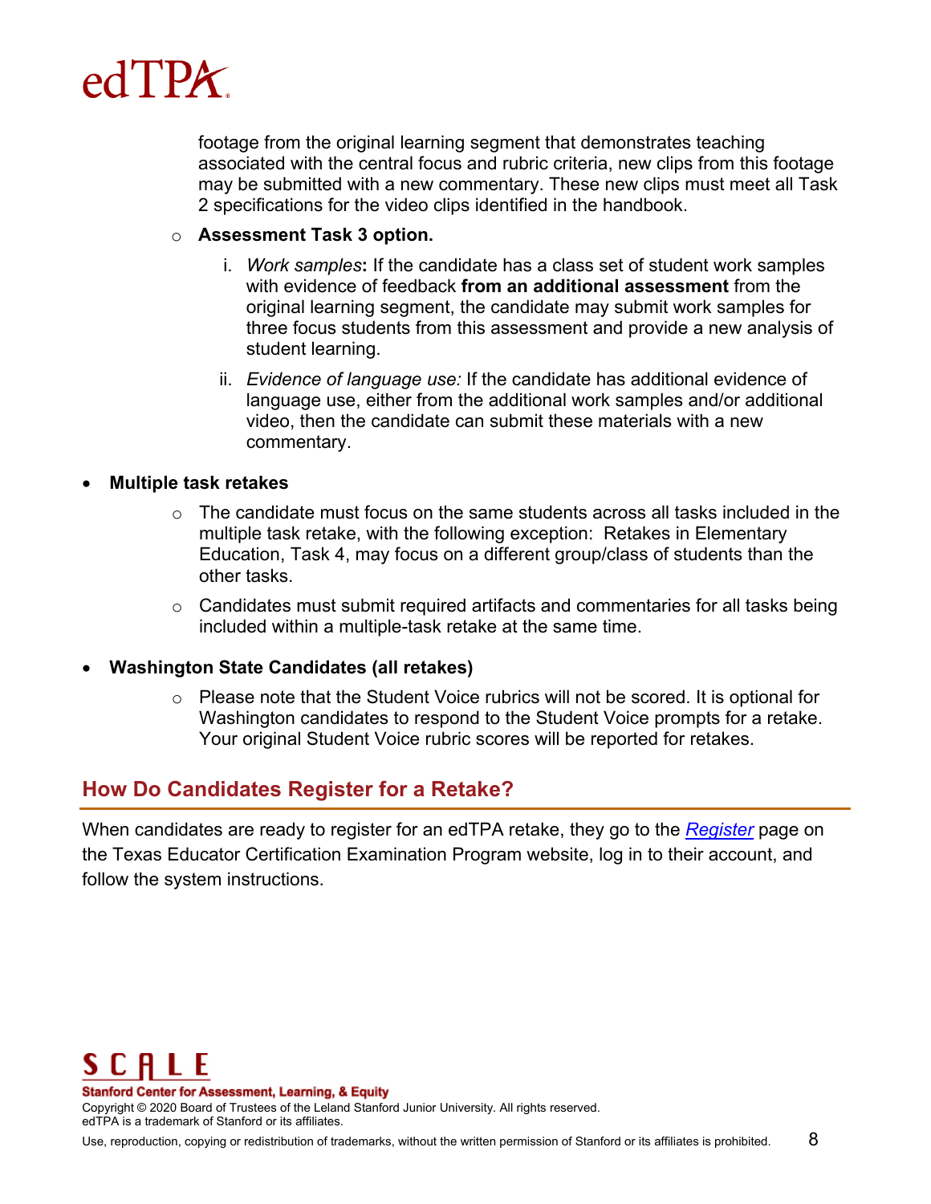footage from the original learning segment that demonstrates teaching associated with the central focus and rubric criteria, new clips from this footage may be submitted with a new commentary. These new clips must meet all Task 2 specifications for the video clips identified in the handbook.

- **Assessment Task 3 option.**
    1. *Work samples*: If the candidate has a class set of student work samples with evidence of feedback **from an additional assessment** from the original learning segment, the candidate may submit work samples for three focus students from this assessment and provide a new analysis of student learning.
    2. *Evidence of language use:* If the candidate has additional evidence of language use, either from the additional work samples and/or additional video, then the candidate can submit these materials with a new commentary.

- **Multiple task retakes**
    - The candidate must focus on the same students across all tasks included in the multiple task retake, with the following exception: Retakes in Elementary Education, Task 4, may focus on a different group/class of students than the other tasks.
    - Candidates must submit required artifacts and commentaries for all tasks being included within a multiple-task retake at the same time.

- **Washington State Candidates (all retakes)**
    - Please note that the Student Voice rubrics will not be scored. It is optional for Washington candidates to respond to the Student Voice prompts for a retake. Your original Student Voice rubric scores will be reported for retakes.

## How Do Candidates Register for a Retake?

When candidates are ready to register for an edTPA retake, they go to the *Register* page on the Texas Educator Certification Examination Program website, log in to their account, and follow the system instructions.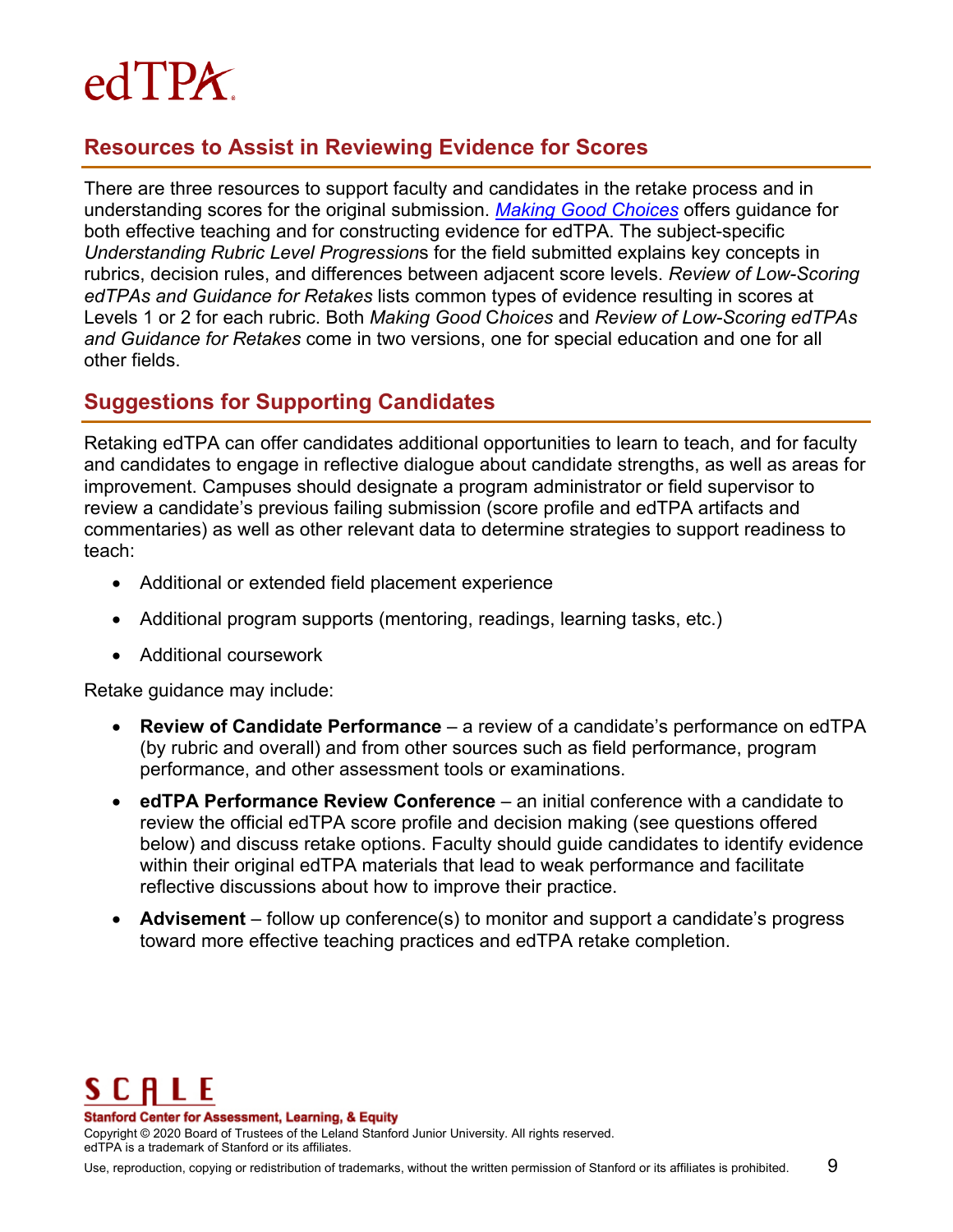## Resources to Assist in Reviewing Evidence for Scores

There are three resources to support faculty and candidates in the retake process and in understanding scores for the original submission. [*Making Good Choices*](#) offers guidance for both effective teaching and for constructing evidence for edTPA. The subject-specific *Understanding Rubric Level Progressions* for the field submitted explains key concepts in rubrics, decision rules, and differences between adjacent score levels. *Review of Low-Scoring edTPAs and Guidance for Retakes* lists common types of evidence resulting in scores at Levels 1 or 2 for each rubric. Both *Making Good Choices* and *Review of Low-Scoring edTPAs and Guidance for Retakes* come in two versions, one for special education and one for all other fields.

## Suggestions for Supporting Candidates

Retaking edTPA can offer candidates additional opportunities to learn to teach, and for faculty and candidates to engage in reflective dialogue about candidate strengths, as well as areas for improvement. Campuses should designate a program administrator or field supervisor to review a candidate's previous failing submission (score profile and edTPA artifacts and commentaries) as well as other relevant data to determine strategies to support readiness to teach:

- Additional or extended field placement experience
- Additional program supports (mentoring, readings, learning tasks, etc.)
- Additional coursework

Retake guidance may include:

- **Review of Candidate Performance** – a review of a candidate's performance on edTPA (by rubric and overall) and from other sources such as field performance, program performance, and other assessment tools or examinations.
- **edTPA Performance Review Conference** – an initial conference with a candidate to review the official edTPA score profile and decision making (see questions offered below) and discuss retake options. Faculty should guide candidates to identify evidence within their original edTPA materials that lead to weak performance and facilitate reflective discussions about how to improve their practice.
- **Advisement** – follow up conference(s) to monitor and support a candidate's progress toward more effective teaching practices and edTPA retake completion.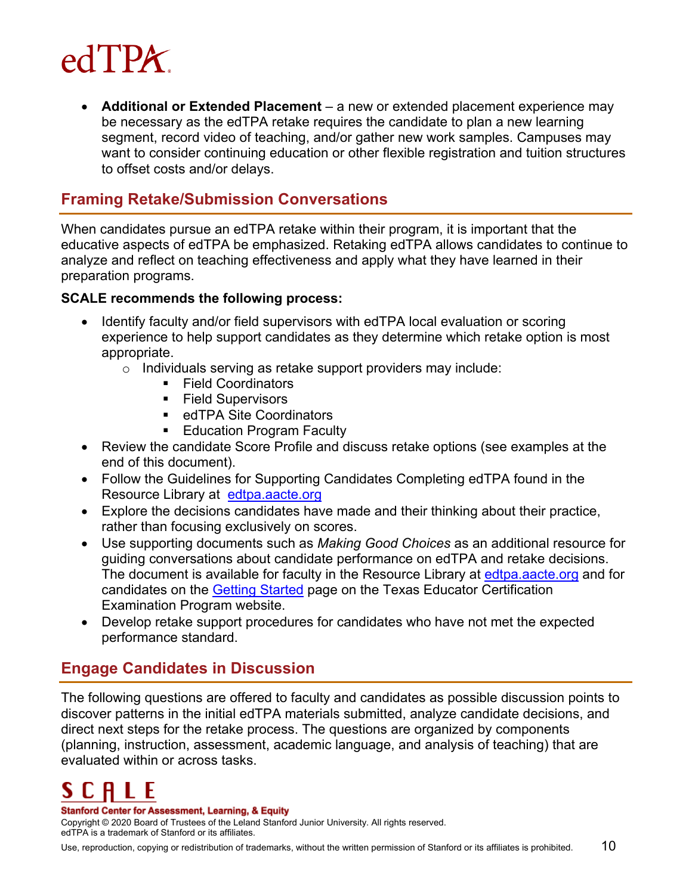- **Additional or Extended Placement** – a new or extended placement experience may be necessary as the edTPA retake requires the candidate to plan a new learning segment, record video of teaching, and/or gather new work samples. Campuses may want to consider continuing education or other flexible registration and tuition structures to offset costs and/or delays.

## Framing Retake/Submission Conversations

When candidates pursue an edTPA retake within their program, it is important that the educative aspects of edTPA be emphasized. Retaking edTPA allows candidates to continue to analyze and reflect on teaching effectiveness and apply what they have learned in their preparation programs.

**SCALE recommends the following process:**

- Identify faculty and/or field supervisors with edTPA local evaluation or scoring experience to help support candidates as they determine which retake option is most appropriate.
  - Individuals serving as retake support providers may include:
    - Field Coordinators
    - Field Supervisors
    - edTPA Site Coordinators
    - Education Program Faculty
- Review the candidate Score Profile and discuss retake options (see examples at the end of this document).
- Follow the Guidelines for Supporting Candidates Completing edTPA found in the Resource Library at [edtpa.aacte.org](edtpa.aacte.org)
- Explore the decisions candidates have made and their thinking about their practice, rather than focusing exclusively on scores.
- Use supporting documents such as *Making Good Choices* as an additional resource for guiding conversations about candidate performance on edTPA and retake decisions. The document is available for faculty in the Resource Library at [edtpa.aacte.org](edtpa.aacte.org) and for candidates on the [Getting Started]() page on the Texas Educator Certification Examination Program website.
- Develop retake support procedures for candidates who have not met the expected performance standard.

## Engage Candidates in Discussion

The following questions are offered to faculty and candidates as possible discussion points to discover patterns in the initial edTPA materials submitted, analyze candidate decisions, and direct next steps for the retake process. The questions are organized by components (planning, instruction, assessment, academic language, and analysis of teaching) that are evaluated within or across tasks.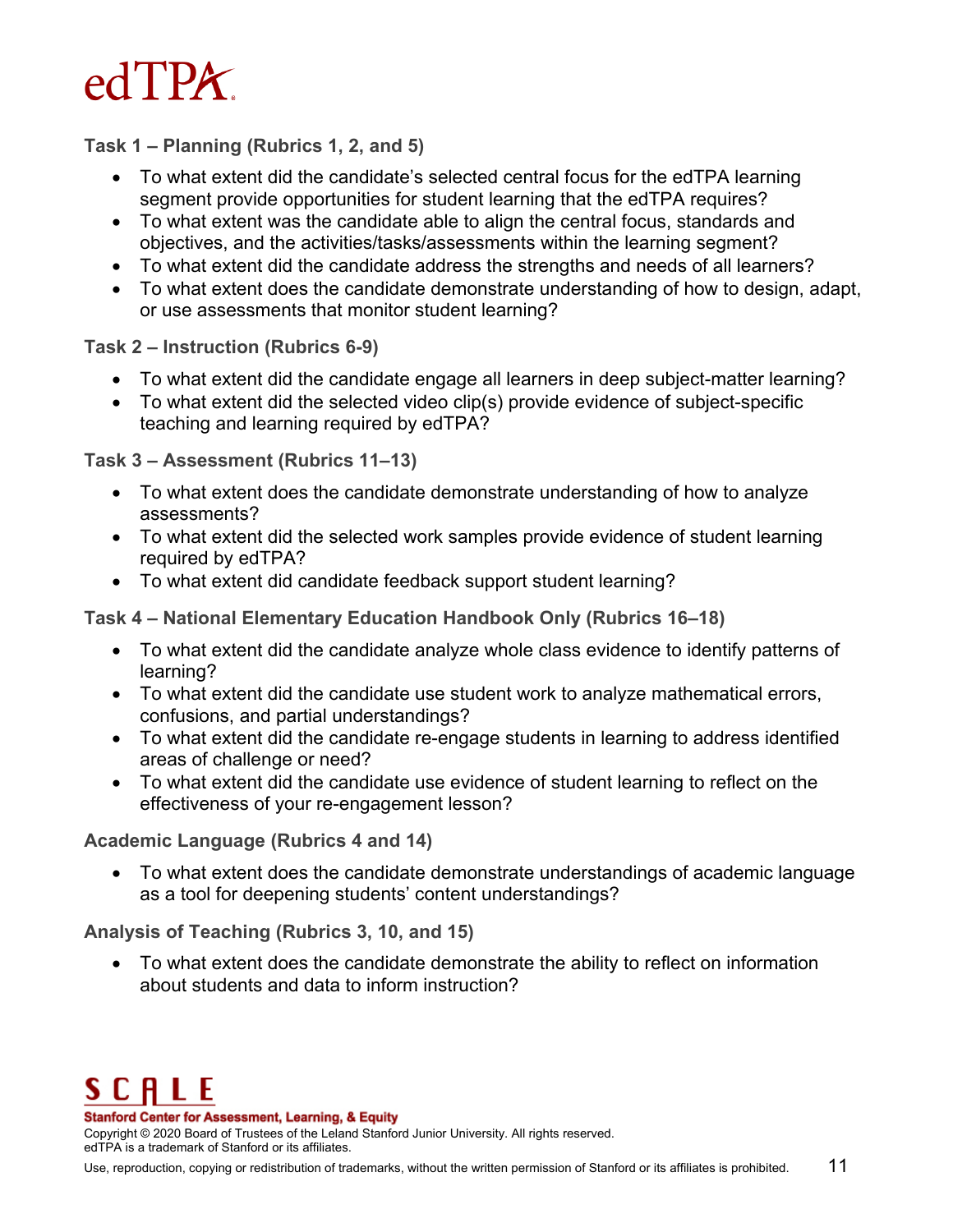**Task 1 – Planning (Rubrics 1, 2, and 5)**

- To what extent did the candidate's selected central focus for the edTPA learning segment provide opportunities for student learning that the edTPA requires?
- To what extent was the candidate able to align the central focus, standards and objectives, and the activities/tasks/assessments within the learning segment?
- To what extent did the candidate address the strengths and needs of all learners?
- To what extent does the candidate demonstrate understanding of how to design, adapt, or use assessments that monitor student learning?

**Task 2 – Instruction (Rubrics 6-9)**

- To what extent did the candidate engage all learners in deep subject-matter learning?
- To what extent did the selected video clip(s) provide evidence of subject-specific teaching and learning required by edTPA?

**Task 3 – Assessment (Rubrics 11–13)**

- To what extent does the candidate demonstrate understanding of how to analyze assessments?
- To what extent did the selected work samples provide evidence of student learning required by edTPA?
- To what extent did candidate feedback support student learning?

**Task 4 – National Elementary Education Handbook Only (Rubrics 16–18)**

- To what extent did the candidate analyze whole class evidence to identify patterns of learning?
- To what extent did the candidate use student work to analyze mathematical errors, confusions, and partial understandings?
- To what extent did the candidate re-engage students in learning to address identified areas of challenge or need?
- To what extent did the candidate use evidence of student learning to reflect on the effectiveness of your re-engagement lesson?

**Academic Language (Rubrics 4 and 14)**

- To what extent does the candidate demonstrate understandings of academic language as a tool for deepening students' content understandings?

**Analysis of Teaching (Rubrics 3, 10, and 15)**

- To what extent does the candidate demonstrate the ability to reflect on information about students and data to inform instruction?

SCALE
Stanford Center for Assessment, Learning, & Equity
Copyright © 2020 Board of Trustees of the Leland Stanford Junior University. All rights reserved.
edTPA is a trademark of Stanford or its affiliates.
Use, reproduction, copying or redistribution of trademarks, without the written permission of Stanford or its affiliates is prohibited.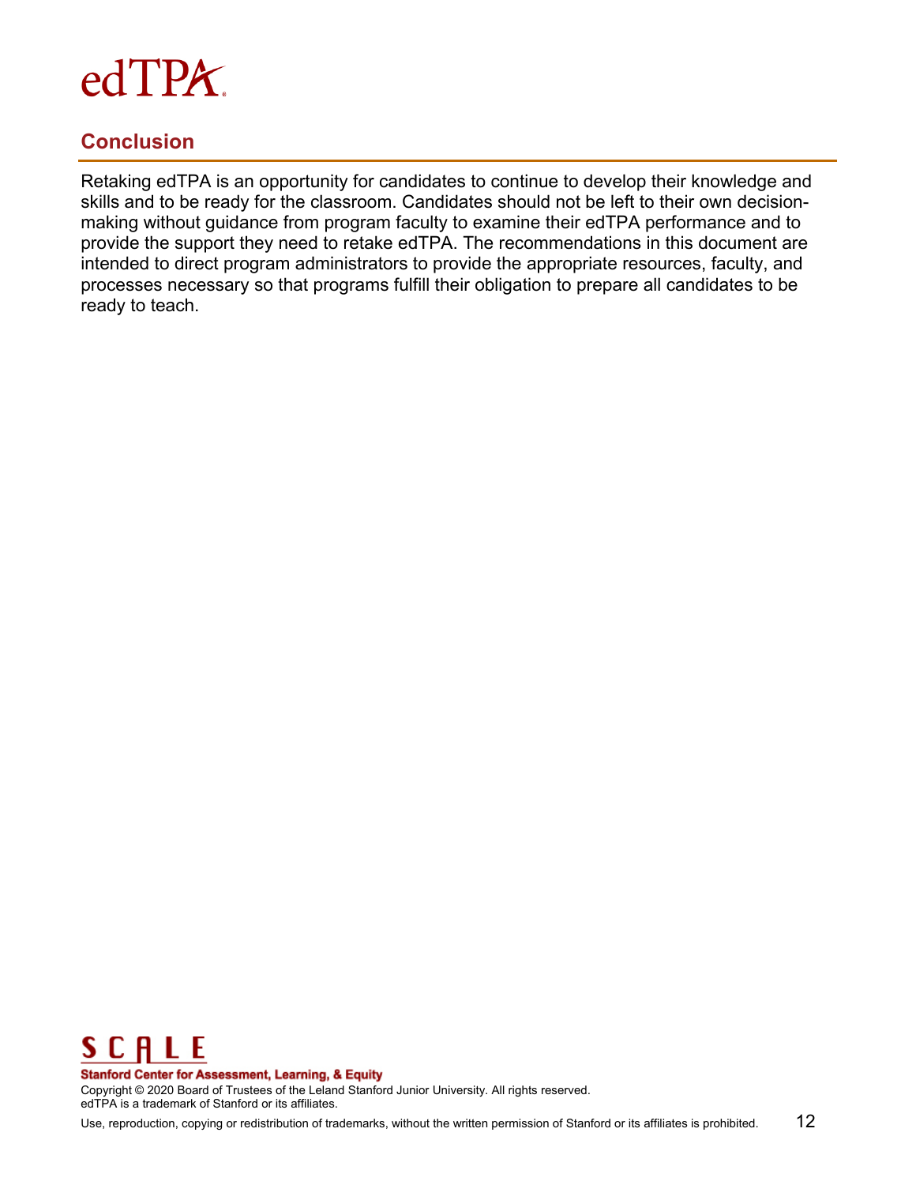## Conclusion

Retaking edTPA is an opportunity for candidates to continue to develop their knowledge and skills and to be ready for the classroom. Candidates should not be left to their own decision-making without guidance from program faculty to examine their edTPA performance and to provide the support they need to retake edTPA. The recommendations in this document are intended to direct program administrators to provide the appropriate resources, faculty, and processes necessary so that programs fulfill their obligation to prepare all candidates to be ready to teach.